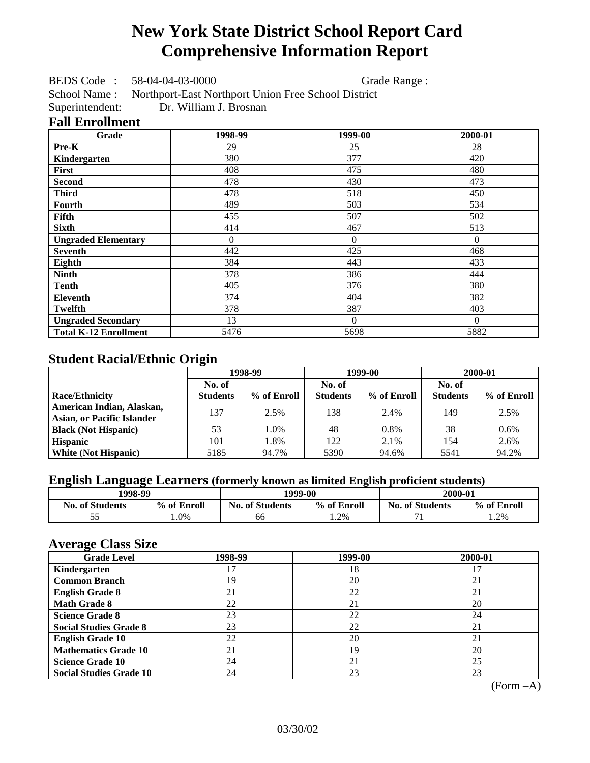# New York State District School Report Card
# Comprehensive Information Report

BEDS Code : 58-04-04-03-0000 Grade Range :

School Name : Northport-East Northport Union Free School District

Superintendent: Dr. William J. Brosnan

## Fall Enrollment

| Grade | 1998-99 | 1999-00 | 2000-01 |
|---|---|---|---|
| Pre-K | 29 | 25 | 28 |
| Kindergarten | 380 | 377 | 420 |
| First | 408 | 475 | 480 |
| Second | 478 | 430 | 473 |
| Third | 478 | 518 | 450 |
| Fourth | 489 | 503 | 534 |
| Fifth | 455 | 507 | 502 |
| Sixth | 414 | 467 | 513 |
| Ungraded Elementary | 0 | 0 | 0 |
| Seventh | 442 | 425 | 468 |
| Eighth | 384 | 443 | 433 |
| Ninth | 378 | 386 | 444 |
| Tenth | 405 | 376 | 380 |
| Eleventh | 374 | 404 | 382 |
| Twelfth | 378 | 387 | 403 |
| Ungraded Secondary | 13 | 0 | 0 |
| Total K-12 Enrollment | 5476 | 5698 | 5882 |

## Student Racial/Ethnic Origin

| | 1998-99 | | 1999-00 | | 2000-01 | |
|---|---|---|---|---|---|---|
| Race/Ethnicity | No. of Students | % of Enroll | No. of Students | % of Enroll | No. of Students | % of Enroll |
| American Indian, Alaskan, Asian, or Pacific Islander | 137 | 2.5% | 138 | 2.4% | 149 | 2.5% |
| Black (Not Hispanic) | 53 | 1.0% | 48 | 0.8% | 38 | 0.6% |
| Hispanic | 101 | 1.8% | 122 | 2.1% | 154 | 2.6% |
| White (Not Hispanic) | 5185 | 94.7% | 5390 | 94.6% | 5541 | 94.2% |

## English Language Learners (formerly known as limited English proficient students)

| 1998-99 | | 1999-00 | | 2000-01 | |
|---|---|---|---|---|---|
| No. of Students | % of Enroll | No. of Students | % of Enroll | No. of Students | % of Enroll |
| 55 | 1.0% | 66 | 1.2% | 71 | 1.2% |

## Average Class Size

| Grade Level | 1998-99 | 1999-00 | 2000-01 |
|---|---|---|---|
| Kindergarten | 17 | 18 | 17 |
| Common Branch | 19 | 20 | 21 |
| English Grade 8 | 21 | 22 | 21 |
| Math Grade 8 | 22 | 21 | 20 |
| Science Grade 8 | 23 | 22 | 24 |
| Social Studies Grade 8 | 23 | 22 | 21 |
| English Grade 10 | 22 | 20 | 21 |
| Mathematics Grade 10 | 21 | 19 | 20 |
| Science Grade 10 | 24 | 21 | 25 |
| Social Studies Grade 10 | 24 | 23 | 23 |

(Form –A)

03/30/02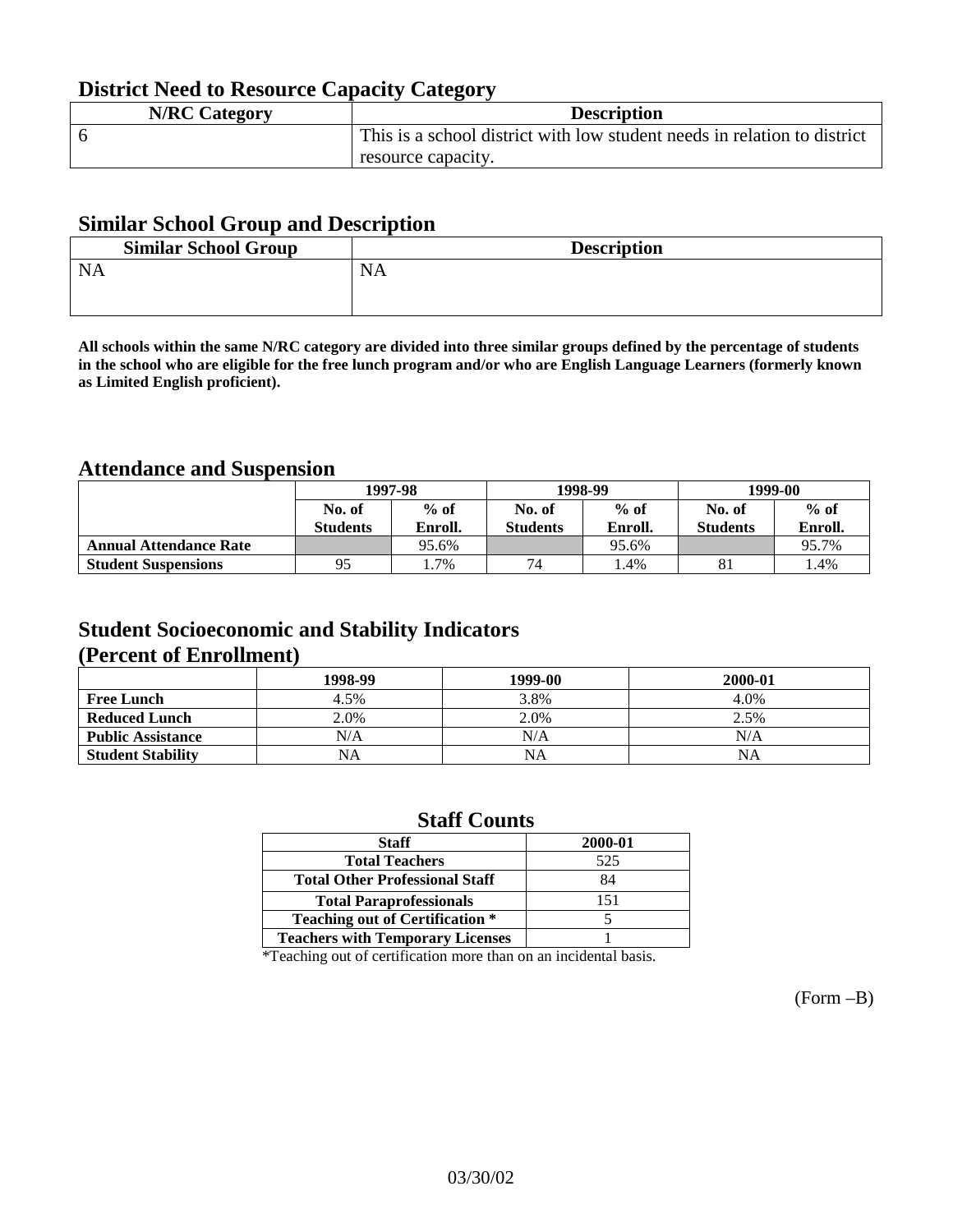## District Need to Resource Capacity Category

| N/RC Category | Description |
|---|---|
| 6 | This is a school district with low student needs in relation to district resource capacity. |

## Similar School Group and Description

| Similar School Group | Description |
|---|---|
| NA | NA |

**All schools within the same N/RC category are divided into three similar groups defined by the percentage of students in the school who are eligible for the free lunch program and/or who are English Language Learners (formerly known as Limited English proficient).**

## Attendance and Suspension

| | 1997-98 | | 1998-99 | | 1999-00 | |
|---|---|---|---|---|---|---|
| | No. of Students | % of Enroll. | No. of Students | % of Enroll. | No. of Students | % of Enroll. |
| **Annual Attendance Rate** | | 95.6% | | 95.6% | | 95.7% |
| **Student Suspensions** | 95 | 1.7% | 74 | 1.4% | 81 | 1.4% |

## Student Socioeconomic and Stability Indicators (Percent of Enrollment)

| | 1998-99 | 1999-00 | 2000-01 |
|---|---|---|---|
| **Free Lunch** | 4.5% | 3.8% | 4.0% |
| **Reduced Lunch** | 2.0% | 2.0% | 2.5% |
| **Public Assistance** | N/A | N/A | N/A |
| **Student Stability** | NA | NA | NA |

## Staff Counts

| Staff | 2000-01 |
|---|---|
| Total Teachers | 525 |
| Total Other Professional Staff | 84 |
| Total Paraprofessionals | 151 |
| Teaching out of Certification * | 5 |
| Teachers with Temporary Licenses | 1 |

*Teaching out of certification more than on an incidental basis.

(Form –B)

03/30/02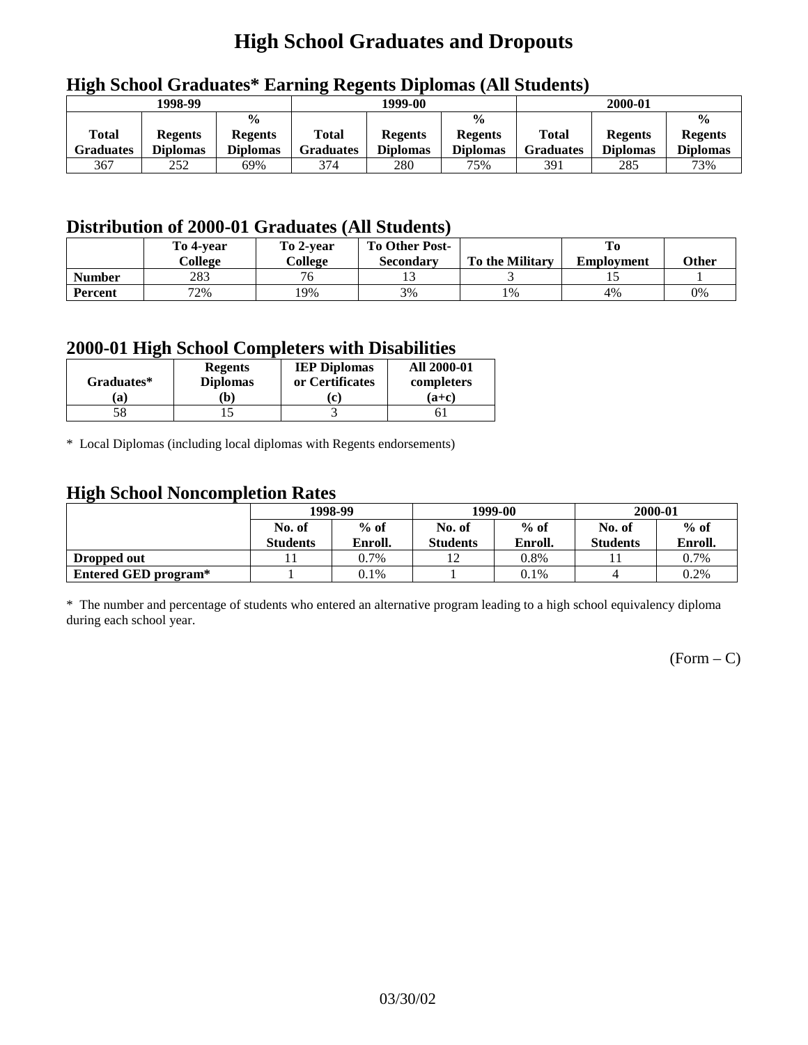# High School Graduates and Dropouts

## High School Graduates* Earning Regents Diplomas (All Students)

| 1998-99 | | | 1999-00 | | | 2000-01 | | |
|---|---|---|---|---|---|---|---|---|
| Total Graduates | Regents Diplomas | % Regents Diplomas | Total Graduates | Regents Diplomas | % Regents Diplomas | Total Graduates | Regents Diplomas | % Regents Diplomas |
| 367 | 252 | 69% | 374 | 280 | 75% | 391 | 285 | 73% |

## Distribution of 2000-01 Graduates (All Students)

| | To 4-year College | To 2-year College | To Other Post-Secondary | To the Military | To Employment | Other |
|---|---|---|---|---|---|---|
| **Number** | 283 | 76 | 13 | 3 | 15 | 1 |
| **Percent** | 72% | 19% | 3% | 1% | 4% | 0% |

## 2000-01 High School Completers with Disabilities

| Graduates* (a) | Regents Diplomas (b) | IEP Diplomas or Certificates (c) | All 2000-01 completers (a+c) |
|---|---|---|---|
| 58 | 15 | 3 | 61 |

* Local Diplomas (including local diplomas with Regents endorsements)

## High School Noncompletion Rates

| | 1998-99 | | 1999-00 | | 2000-01 | |
|---|---|---|---|---|---|---|
| | No. of Students | % of Enroll. | No. of Students | % of Enroll. | No. of Students | % of Enroll. |
| **Dropped out** | 11 | 0.7% | 12 | 0.8% | 11 | 0.7% |
| **Entered GED program*** | 1 | 0.1% | 1 | 0.1% | 4 | 0.2% |

* The number and percentage of students who entered an alternative program leading to a high school equivalency diploma during each school year.

(Form – C)

03/30/02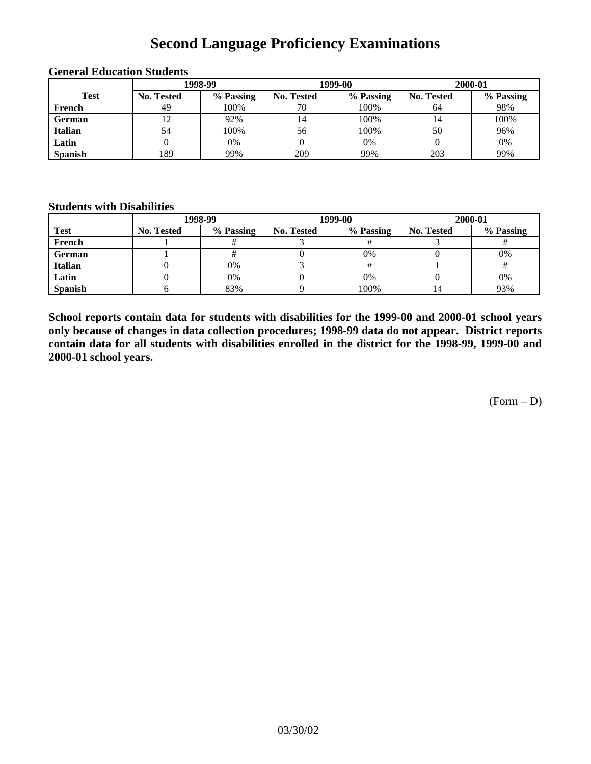# Second Language Proficiency Examinations

### General Education Students

| Test | 1998-99 | | 1999-00 | | 2000-01 | |
|---|---|---|---|---|---|---|
| | No. Tested | % Passing | No. Tested | % Passing | No. Tested | % Passing |
| French | 49 | 100% | 70 | 100% | 64 | 98% |
| German | 12 | 92% | 14 | 100% | 14 | 100% |
| Italian | 54 | 100% | 56 | 100% | 50 | 96% |
| Latin | 0 | 0% | 0 | 0% | 0 | 0% |
| Spanish | 189 | 99% | 209 | 99% | 203 | 99% |

### Students with Disabilities

| Test | 1998-99 | | 1999-00 | | 2000-01 | |
|---|---|---|---|---|---|---|
| | No. Tested | % Passing | No. Tested | % Passing | No. Tested | % Passing |
| French | 1 | # | 3 | # | 3 | # |
| German | 1 | # | 0 | 0% | 0 | 0% |
| Italian | 0 | 0% | 3 | # | 1 | # |
| Latin | 0 | 0% | 0 | 0% | 0 | 0% |
| Spanish | 6 | 83% | 9 | 100% | 14 | 93% |

**School reports contain data for students with disabilities for the 1999-00 and 2000-01 school years only because of changes in data collection procedures; 1998-99 data do not appear. District reports contain data for all students with disabilities enrolled in the district for the 1998-99, 1999-00 and 2000-01 school years.**

(Form – D)

03/30/02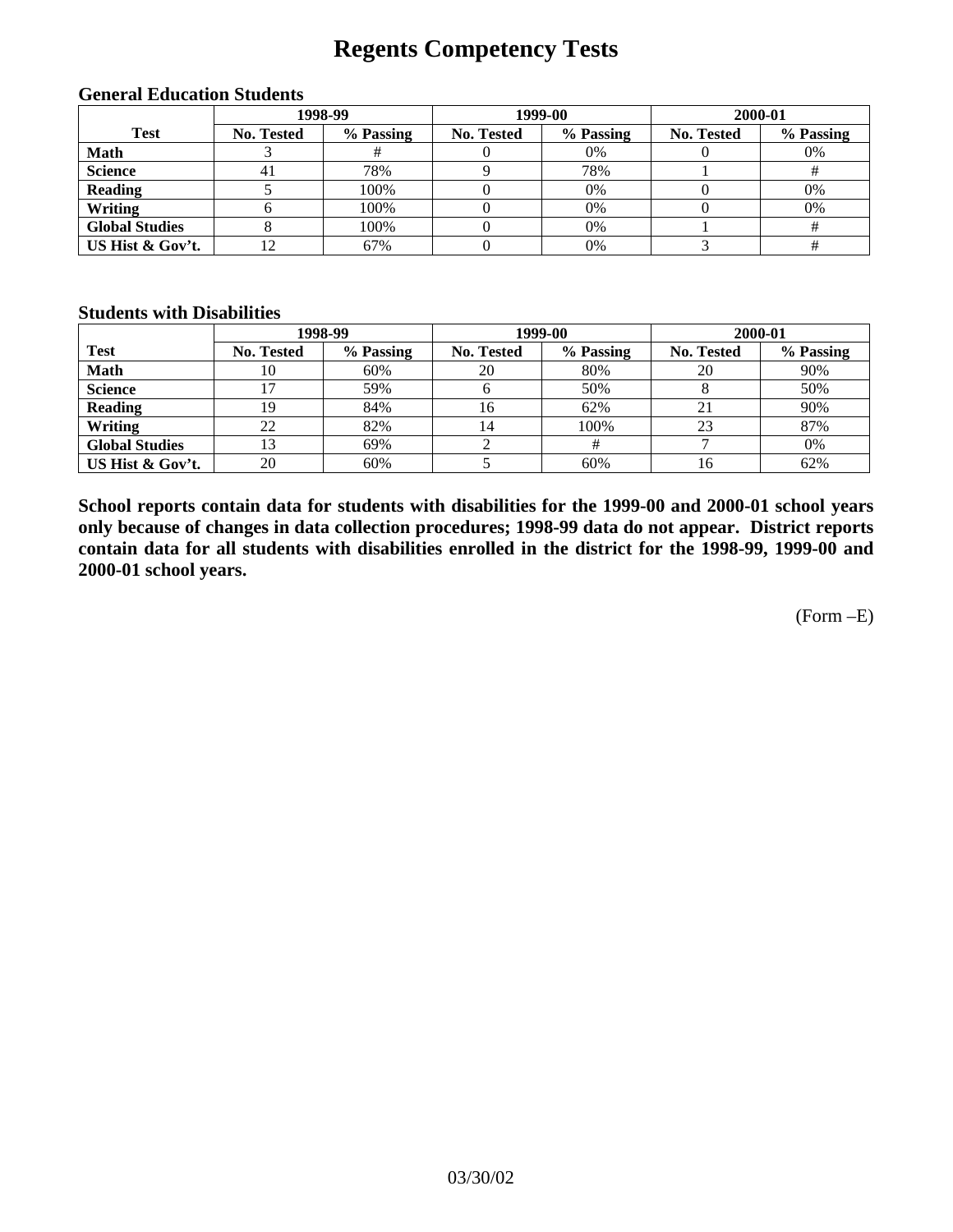# Regents Competency Tests

### General Education Students

| Test | 1998-99 | | 1999-00 | | 2000-01 | |
|---|---|---|---|---|---|---|
| | No. Tested | % Passing | No. Tested | % Passing | No. Tested | % Passing |
| Math | 3 | # | 0 | 0% | 0 | 0% |
| Science | 41 | 78% | 9 | 78% | 1 | # |
| Reading | 5 | 100% | 0 | 0% | 0 | 0% |
| Writing | 6 | 100% | 0 | 0% | 0 | 0% |
| Global Studies | 8 | 100% | 0 | 0% | 1 | # |
| US Hist & Gov't. | 12 | 67% | 0 | 0% | 3 | # |

### Students with Disabilities

| Test | 1998-99 | | 1999-00 | | 2000-01 | |
|---|---|---|---|---|---|---|
| | No. Tested | % Passing | No. Tested | % Passing | No. Tested | % Passing |
| Math | 10 | 60% | 20 | 80% | 20 | 90% |
| Science | 17 | 59% | 6 | 50% | 8 | 50% |
| Reading | 19 | 84% | 16 | 62% | 21 | 90% |
| Writing | 22 | 82% | 14 | 100% | 23 | 87% |
| Global Studies | 13 | 69% | 2 | # | 7 | 0% |
| US Hist & Gov't. | 20 | 60% | 5 | 60% | 16 | 62% |

**School reports contain data for students with disabilities for the 1999-00 and 2000-01 school years only because of changes in data collection procedures; 1998-99 data do not appear. District reports contain data for all students with disabilities enrolled in the district for the 1998-99, 1999-00 and 2000-01 school years.**

(Form –E)

03/30/02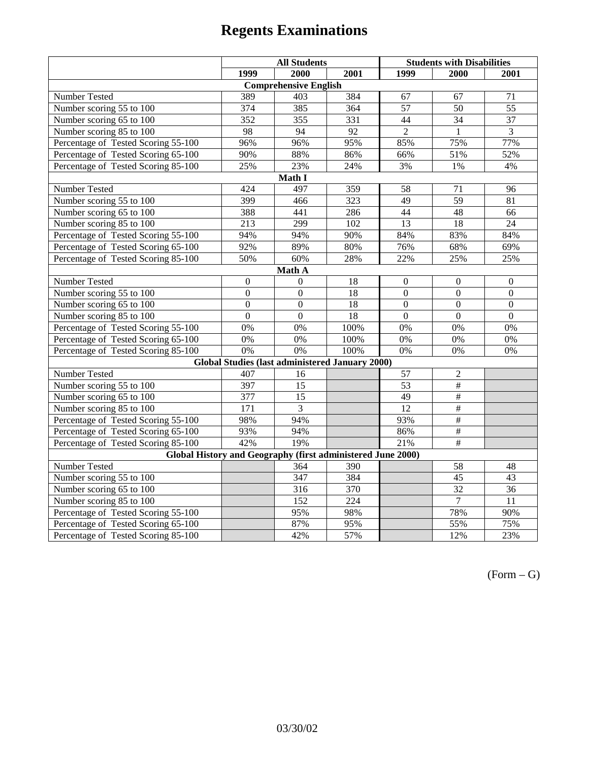# Regents Examinations

| | All Students | | | Students with Disabilities | | |
|---|---|---|---|---|---|---|
| | 1999 | 2000 | 2001 | 1999 | 2000 | 2001 |
| **Comprehensive English** | | | | | | |
| Number Tested | 389 | 403 | 384 | 67 | 67 | 71 |
| Number scoring 55 to 100 | 374 | 385 | 364 | 57 | 50 | 55 |
| Number scoring 65 to 100 | 352 | 355 | 331 | 44 | 34 | 37 |
| Number scoring 85 to 100 | 98 | 94 | 92 | 2 | 1 | 3 |
| Percentage of Tested Scoring 55-100 | 96% | 96% | 95% | 85% | 75% | 77% |
| Percentage of Tested Scoring 65-100 | 90% | 88% | 86% | 66% | 51% | 52% |
| Percentage of Tested Scoring 85-100 | 25% | 23% | 24% | 3% | 1% | 4% |
| **Math I** | | | | | | |
| Number Tested | 424 | 497 | 359 | 58 | 71 | 96 |
| Number scoring 55 to 100 | 399 | 466 | 323 | 49 | 59 | 81 |
| Number scoring 65 to 100 | 388 | 441 | 286 | 44 | 48 | 66 |
| Number scoring 85 to 100 | 213 | 299 | 102 | 13 | 18 | 24 |
| Percentage of Tested Scoring 55-100 | 94% | 94% | 90% | 84% | 83% | 84% |
| Percentage of Tested Scoring 65-100 | 92% | 89% | 80% | 76% | 68% | 69% |
| Percentage of Tested Scoring 85-100 | 50% | 60% | 28% | 22% | 25% | 25% |
| **Math A** | | | | | | |
| Number Tested | 0 | 0 | 18 | 0 | 0 | 0 |
| Number scoring 55 to 100 | 0 | 0 | 18 | 0 | 0 | 0 |
| Number scoring 65 to 100 | 0 | 0 | 18 | 0 | 0 | 0 |
| Number scoring 85 to 100 | 0 | 0 | 18 | 0 | 0 | 0 |
| Percentage of Tested Scoring 55-100 | 0% | 0% | 100% | 0% | 0% | 0% |
| Percentage of Tested Scoring 65-100 | 0% | 0% | 100% | 0% | 0% | 0% |
| Percentage of Tested Scoring 85-100 | 0% | 0% | 100% | 0% | 0% | 0% |
| **Global Studies (last administered January 2000)** | | | | | | |
| Number Tested | 407 | 16 | | 57 | 2 | |
| Number scoring 55 to 100 | 397 | 15 | | 53 | # | |
| Number scoring 65 to 100 | 377 | 15 | | 49 | # | |
| Number scoring 85 to 100 | 171 | 3 | | 12 | # | |
| Percentage of Tested Scoring 55-100 | 98% | 94% | | 93% | # | |
| Percentage of Tested Scoring 65-100 | 93% | 94% | | 86% | # | |
| Percentage of Tested Scoring 85-100 | 42% | 19% | | 21% | # | |
| **Global History and Geography (first administered June 2000)** | | | | | | |
| Number Tested | | 364 | 390 | | 58 | 48 |
| Number scoring 55 to 100 | | 347 | 384 | | 45 | 43 |
| Number scoring 65 to 100 | | 316 | 370 | | 32 | 36 |
| Number scoring 85 to 100 | | 152 | 224 | | 7 | 11 |
| Percentage of Tested Scoring 55-100 | | 95% | 98% | | 78% | 90% |
| Percentage of Tested Scoring 65-100 | | 87% | 95% | | 55% | 75% |
| Percentage of Tested Scoring 85-100 | | 42% | 57% | | 12% | 23% |

(Form – G)

03/30/02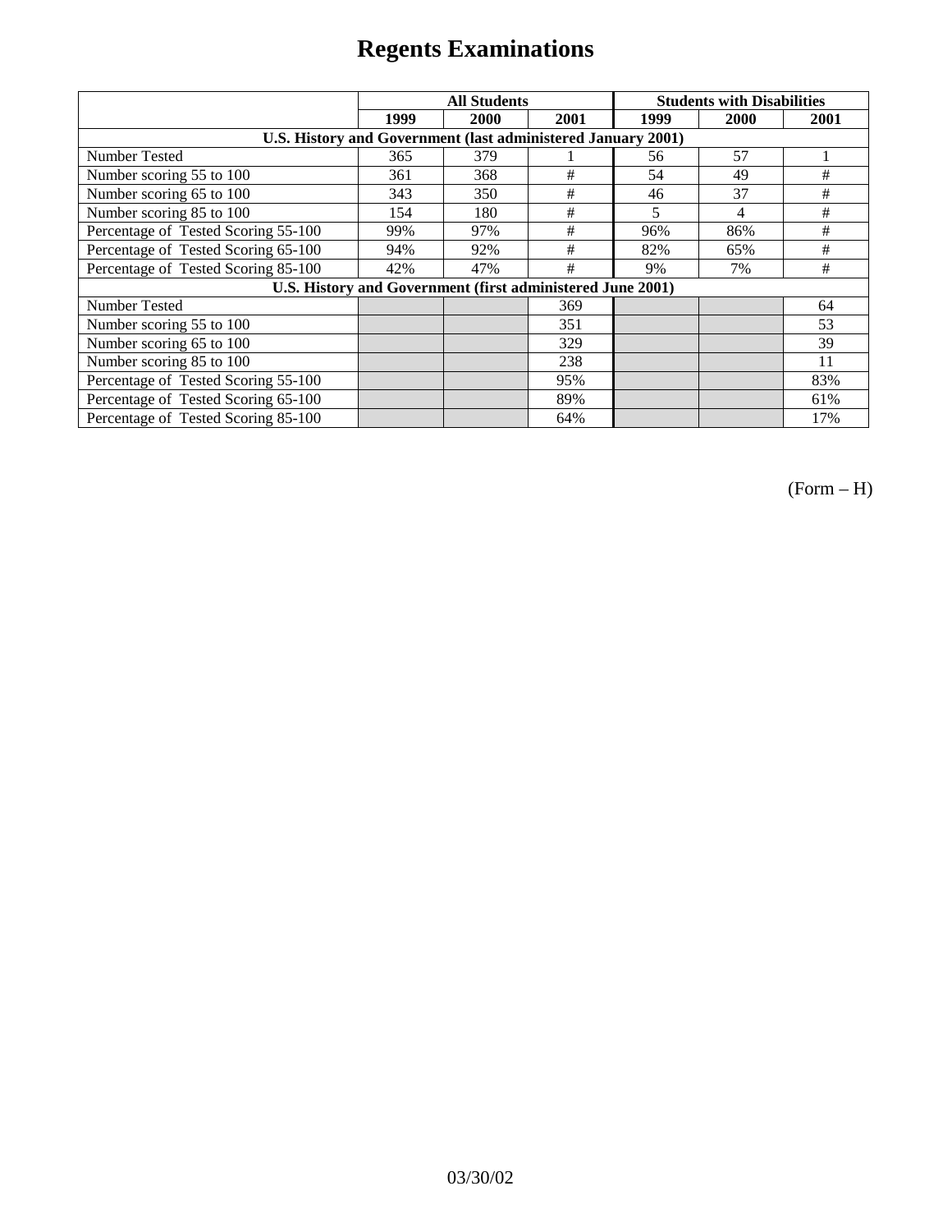# Regents Examinations

| | All Students | | | Students with Disabilities | | |
|---|---|---|---|---|---|---|
| | 1999 | 2000 | 2001 | 1999 | 2000 | 2001 |
| **U.S. History and Government (last administered January 2001)** | | | | | | |
| Number Tested | 365 | 379 | 1 | 56 | 57 | 1 |
| Number scoring 55 to 100 | 361 | 368 | # | 54 | 49 | # |
| Number scoring 65 to 100 | 343 | 350 | # | 46 | 37 | # |
| Number scoring 85 to 100 | 154 | 180 | # | 5 | 4 | # |
| Percentage of Tested Scoring 55-100 | 99% | 97% | # | 96% | 86% | # |
| Percentage of Tested Scoring 65-100 | 94% | 92% | # | 82% | 65% | # |
| Percentage of Tested Scoring 85-100 | 42% | 47% | # | 9% | 7% | # |
| **U.S. History and Government (first administered June 2001)** | | | | | | |
| Number Tested | | | 369 | | | 64 |
| Number scoring 55 to 100 | | | 351 | | | 53 |
| Number scoring 65 to 100 | | | 329 | | | 39 |
| Number scoring 85 to 100 | | | 238 | | | 11 |
| Percentage of Tested Scoring 55-100 | | | 95% | | | 83% |
| Percentage of Tested Scoring 65-100 | | | 89% | | | 61% |
| Percentage of Tested Scoring 85-100 | | | 64% | | | 17% |

(Form – H)

03/30/02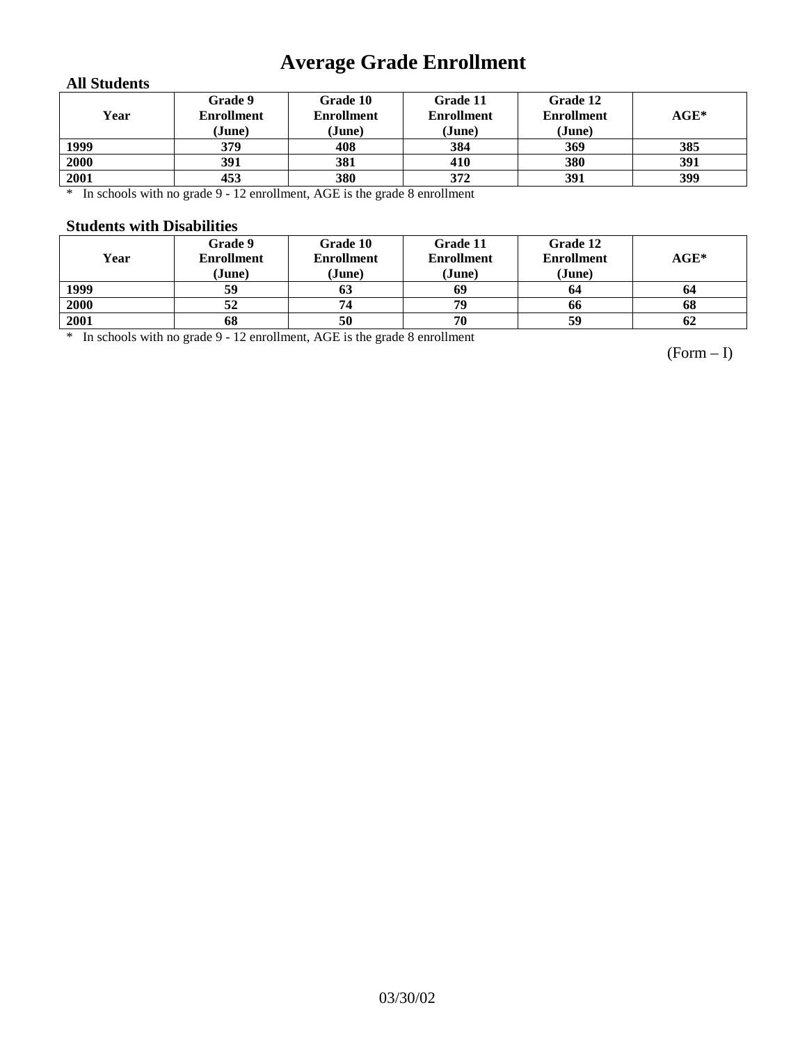# Average Grade Enrollment

### All Students

| Year | Grade 9 Enrollment (June) | Grade 10 Enrollment (June) | Grade 11 Enrollment (June) | Grade 12 Enrollment (June) | AGE* |
|---|---|---|---|---|---|
| 1999 | 379 | 408 | 384 | 369 | 385 |
| 2000 | 391 | 381 | 410 | 380 | 391 |
| 2001 | 453 | 380 | 372 | 391 | 399 |

* In schools with no grade 9 - 12 enrollment, AGE is the grade 8 enrollment

### Students with Disabilities

| Year | Grade 9 Enrollment (June) | Grade 10 Enrollment (June) | Grade 11 Enrollment (June) | Grade 12 Enrollment (June) | AGE* |
|---|---|---|---|---|---|
| 1999 | 59 | 63 | 69 | 64 | 64 |
| 2000 | 52 | 74 | 79 | 66 | 68 |
| 2001 | 68 | 50 | 70 | 59 | 62 |

* In schools with no grade 9 - 12 enrollment, AGE is the grade 8 enrollment

(Form – I)

03/30/02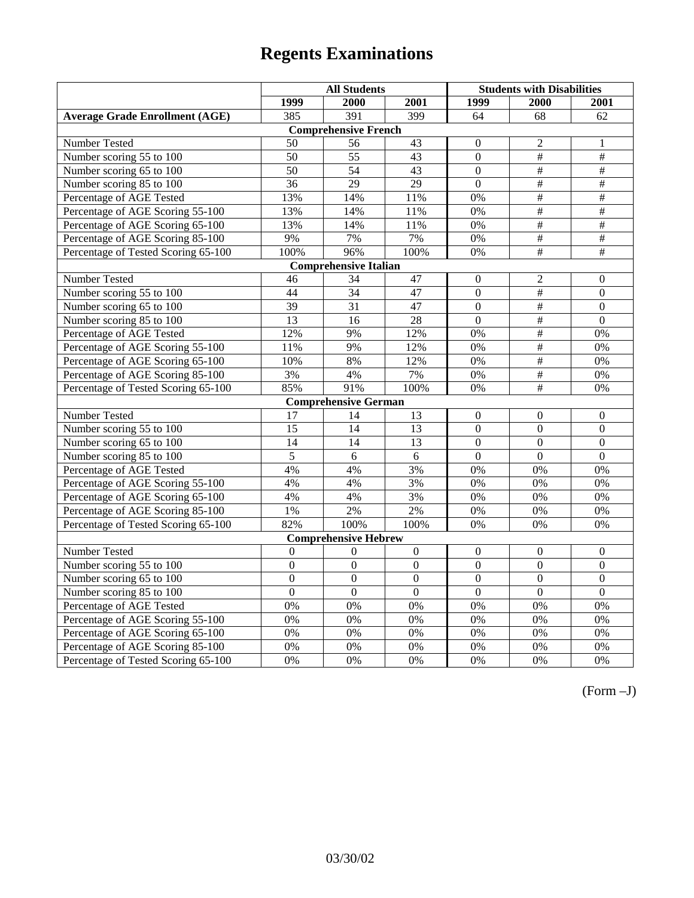# Regents Examinations

| | All Students | | | Students with Disabilities | | |
|---|---|---|---|---|---|---|
| | 1999 | 2000 | 2001 | 1999 | 2000 | 2001 |
| **Average Grade Enrollment (AGE)** | 385 | 391 | 399 | 64 | 68 | 62 |
| **Comprehensive French** | | | | | | |
| Number Tested | 50 | 56 | 43 | 0 | 2 | 1 |
| Number scoring 55 to 100 | 50 | 55 | 43 | 0 | # | # |
| Number scoring 65 to 100 | 50 | 54 | 43 | 0 | # | # |
| Number scoring 85 to 100 | 36 | 29 | 29 | 0 | # | # |
| Percentage of AGE Tested | 13% | 14% | 11% | 0% | # | # |
| Percentage of AGE Scoring 55-100 | 13% | 14% | 11% | 0% | # | # |
| Percentage of AGE Scoring 65-100 | 13% | 14% | 11% | 0% | # | # |
| Percentage of AGE Scoring 85-100 | 9% | 7% | 7% | 0% | # | # |
| Percentage of Tested Scoring 65-100 | 100% | 96% | 100% | 0% | # | # |
| **Comprehensive Italian** | | | | | | |
| Number Tested | 46 | 34 | 47 | 0 | 2 | 0 |
| Number scoring 55 to 100 | 44 | 34 | 47 | 0 | # | 0 |
| Number scoring 65 to 100 | 39 | 31 | 47 | 0 | # | 0 |
| Number scoring 85 to 100 | 13 | 16 | 28 | 0 | # | 0 |
| Percentage of AGE Tested | 12% | 9% | 12% | 0% | # | 0% |
| Percentage of AGE Scoring 55-100 | 11% | 9% | 12% | 0% | # | 0% |
| Percentage of AGE Scoring 65-100 | 10% | 8% | 12% | 0% | # | 0% |
| Percentage of AGE Scoring 85-100 | 3% | 4% | 7% | 0% | # | 0% |
| Percentage of Tested Scoring 65-100 | 85% | 91% | 100% | 0% | # | 0% |
| **Comprehensive German** | | | | | | |
| Number Tested | 17 | 14 | 13 | 0 | 0 | 0 |
| Number scoring 55 to 100 | 15 | 14 | 13 | 0 | 0 | 0 |
| Number scoring 65 to 100 | 14 | 14 | 13 | 0 | 0 | 0 |
| Number scoring 85 to 100 | 5 | 6 | 6 | 0 | 0 | 0 |
| Percentage of AGE Tested | 4% | 4% | 3% | 0% | 0% | 0% |
| Percentage of AGE Scoring 55-100 | 4% | 4% | 3% | 0% | 0% | 0% |
| Percentage of AGE Scoring 65-100 | 4% | 4% | 3% | 0% | 0% | 0% |
| Percentage of AGE Scoring 85-100 | 1% | 2% | 2% | 0% | 0% | 0% |
| Percentage of Tested Scoring 65-100 | 82% | 100% | 100% | 0% | 0% | 0% |
| **Comprehensive Hebrew** | | | | | | |
| Number Tested | 0 | 0 | 0 | 0 | 0 | 0 |
| Number scoring 55 to 100 | 0 | 0 | 0 | 0 | 0 | 0 |
| Number scoring 65 to 100 | 0 | 0 | 0 | 0 | 0 | 0 |
| Number scoring 85 to 100 | 0 | 0 | 0 | 0 | 0 | 0 |
| Percentage of AGE Tested | 0% | 0% | 0% | 0% | 0% | 0% |
| Percentage of AGE Scoring 55-100 | 0% | 0% | 0% | 0% | 0% | 0% |
| Percentage of AGE Scoring 65-100 | 0% | 0% | 0% | 0% | 0% | 0% |
| Percentage of AGE Scoring 85-100 | 0% | 0% | 0% | 0% | 0% | 0% |
| Percentage of Tested Scoring 65-100 | 0% | 0% | 0% | 0% | 0% | 0% |

(Form –J)

03/30/02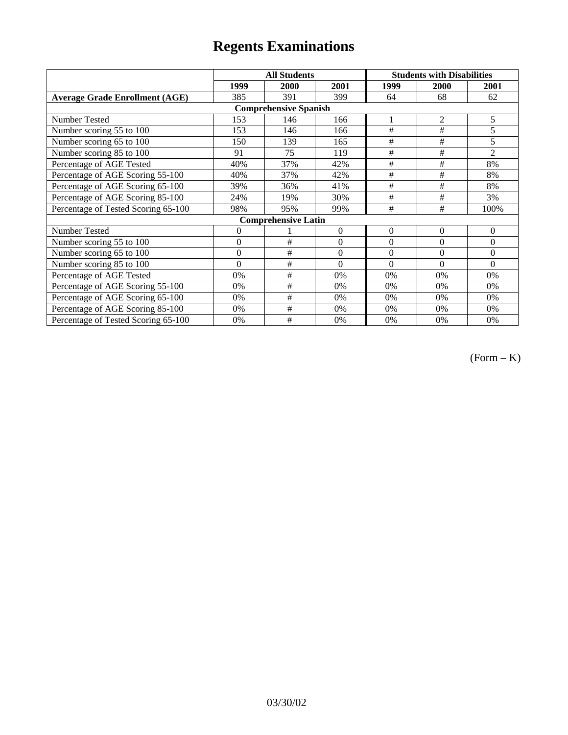# Regents Examinations

| | All Students | | | Students with Disabilities | | |
|---|---|---|---|---|---|---|
| | 1999 | 2000 | 2001 | 1999 | 2000 | 2001 |
| **Average Grade Enrollment (AGE)** | 385 | 391 | 399 | 64 | 68 | 62 |
| **Comprehensive Spanish** | | | | | | |
| Number Tested | 153 | 146 | 166 | 1 | 2 | 5 |
| Number scoring 55 to 100 | 153 | 146 | 166 | # | # | 5 |
| Number scoring 65 to 100 | 150 | 139 | 165 | # | # | 5 |
| Number scoring 85 to 100 | 91 | 75 | 119 | # | # | 2 |
| Percentage of AGE Tested | 40% | 37% | 42% | # | # | 8% |
| Percentage of AGE Scoring 55-100 | 40% | 37% | 42% | # | # | 8% |
| Percentage of AGE Scoring 65-100 | 39% | 36% | 41% | # | # | 8% |
| Percentage of AGE Scoring 85-100 | 24% | 19% | 30% | # | # | 3% |
| Percentage of Tested Scoring 65-100 | 98% | 95% | 99% | # | # | 100% |
| **Comprehensive Latin** | | | | | | |
| Number Tested | 0 | 1 | 0 | 0 | 0 | 0 |
| Number scoring 55 to 100 | 0 | # | 0 | 0 | 0 | 0 |
| Number scoring 65 to 100 | 0 | # | 0 | 0 | 0 | 0 |
| Number scoring 85 to 100 | 0 | # | 0 | 0 | 0 | 0 |
| Percentage of AGE Tested | 0% | # | 0% | 0% | 0% | 0% |
| Percentage of AGE Scoring 55-100 | 0% | # | 0% | 0% | 0% | 0% |
| Percentage of AGE Scoring 65-100 | 0% | # | 0% | 0% | 0% | 0% |
| Percentage of AGE Scoring 85-100 | 0% | # | 0% | 0% | 0% | 0% |
| Percentage of Tested Scoring 65-100 | 0% | # | 0% | 0% | 0% | 0% |

(Form – K)

03/30/02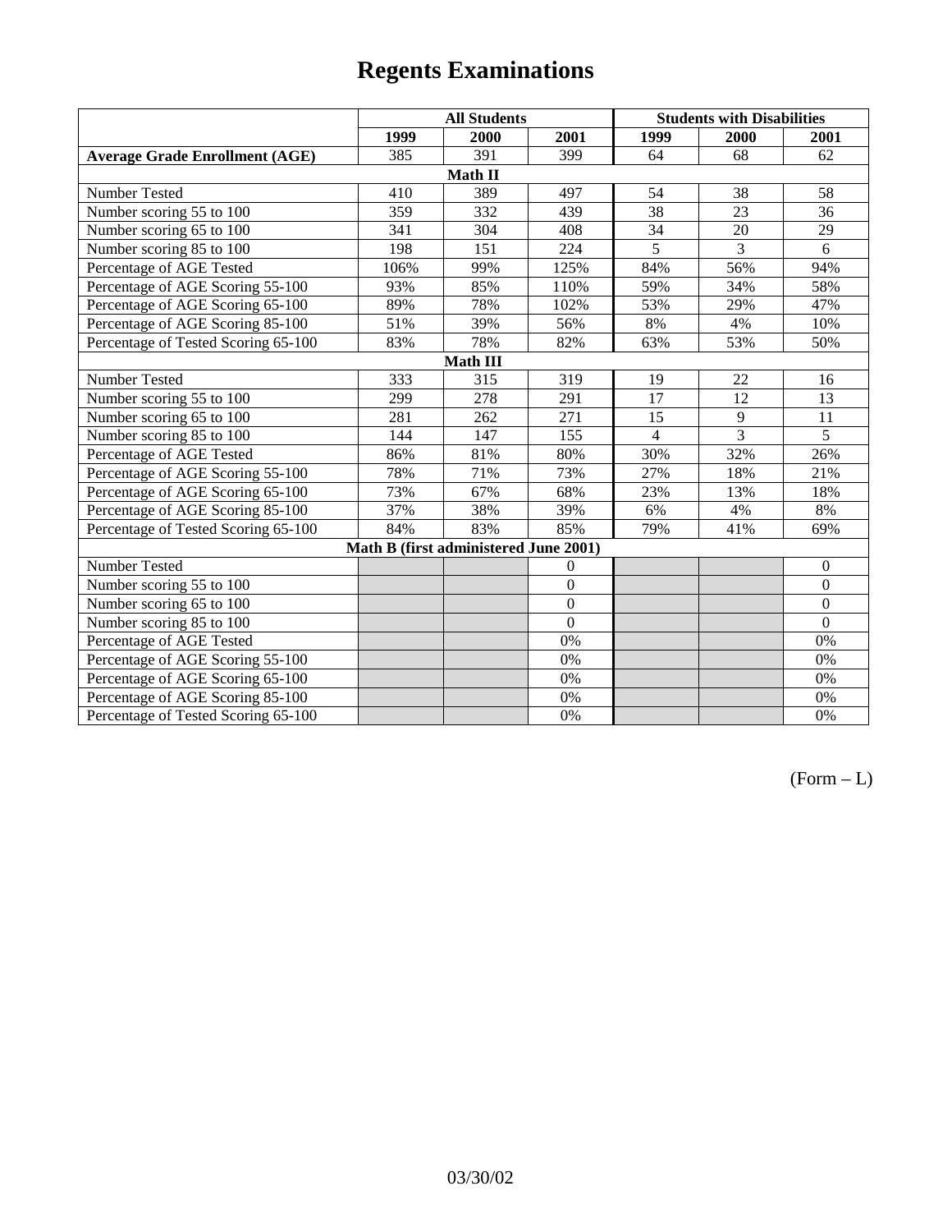# Regents Examinations

| | All Students | | | Students with Disabilities | | |
|---|---|---|---|---|---|---|
| | 1999 | 2000 | 2001 | 1999 | 2000 | 2001 |
| **Average Grade Enrollment (AGE)** | 385 | 391 | 399 | 64 | 68 | 62 |
| **Math II** | | | | | | |
| Number Tested | 410 | 389 | 497 | 54 | 38 | 58 |
| Number scoring 55 to 100 | 359 | 332 | 439 | 38 | 23 | 36 |
| Number scoring 65 to 100 | 341 | 304 | 408 | 34 | 20 | 29 |
| Number scoring 85 to 100 | 198 | 151 | 224 | 5 | 3 | 6 |
| Percentage of AGE Tested | 106% | 99% | 125% | 84% | 56% | 94% |
| Percentage of AGE Scoring 55-100 | 93% | 85% | 110% | 59% | 34% | 58% |
| Percentage of AGE Scoring 65-100 | 89% | 78% | 102% | 53% | 29% | 47% |
| Percentage of AGE Scoring 85-100 | 51% | 39% | 56% | 8% | 4% | 10% |
| Percentage of Tested Scoring 65-100 | 83% | 78% | 82% | 63% | 53% | 50% |
| **Math III** | | | | | | |
| Number Tested | 333 | 315 | 319 | 19 | 22 | 16 |
| Number scoring 55 to 100 | 299 | 278 | 291 | 17 | 12 | 13 |
| Number scoring 65 to 100 | 281 | 262 | 271 | 15 | 9 | 11 |
| Number scoring 85 to 100 | 144 | 147 | 155 | 4 | 3 | 5 |
| Percentage of AGE Tested | 86% | 81% | 80% | 30% | 32% | 26% |
| Percentage of AGE Scoring 55-100 | 78% | 71% | 73% | 27% | 18% | 21% |
| Percentage of AGE Scoring 65-100 | 73% | 67% | 68% | 23% | 13% | 18% |
| Percentage of AGE Scoring 85-100 | 37% | 38% | 39% | 6% | 4% | 8% |
| Percentage of Tested Scoring 65-100 | 84% | 83% | 85% | 79% | 41% | 69% |
| **Math B (first administered June 2001)** | | | | | | |
| Number Tested | | | 0 | | | 0 |
| Number scoring 55 to 100 | | | 0 | | | 0 |
| Number scoring 65 to 100 | | | 0 | | | 0 |
| Number scoring 85 to 100 | | | 0 | | | 0 |
| Percentage of AGE Tested | | | 0% | | | 0% |
| Percentage of AGE Scoring 55-100 | | | 0% | | | 0% |
| Percentage of AGE Scoring 65-100 | | | 0% | | | 0% |
| Percentage of AGE Scoring 85-100 | | | 0% | | | 0% |
| Percentage of Tested Scoring 65-100 | | | 0% | | | 0% |

(Form – L)

03/30/02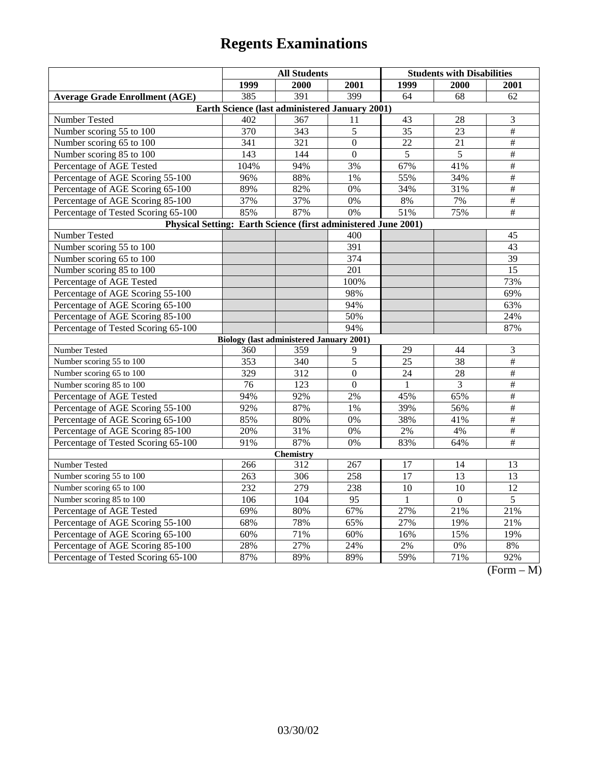# Regents Examinations

| | All Students | | | Students with Disabilities | | |
|---|---|---|---|---|---|---|
| | 1999 | 2000 | 2001 | 1999 | 2000 | 2001 |
| **Average Grade Enrollment (AGE)** | 385 | 391 | 399 | 64 | 68 | 62 |
| **Earth Science (last administered January 2001)** | | | | | | |
| Number Tested | 402 | 367 | 11 | 43 | 28 | 3 |
| Number scoring 55 to 100 | 370 | 343 | 5 | 35 | 23 | # |
| Number scoring 65 to 100 | 341 | 321 | 0 | 22 | 21 | # |
| Number scoring 85 to 100 | 143 | 144 | 0 | 5 | 5 | # |
| Percentage of AGE Tested | 104% | 94% | 3% | 67% | 41% | # |
| Percentage of AGE Scoring 55-100 | 96% | 88% | 1% | 55% | 34% | # |
| Percentage of AGE Scoring 65-100 | 89% | 82% | 0% | 34% | 31% | # |
| Percentage of AGE Scoring 85-100 | 37% | 37% | 0% | 8% | 7% | # |
| Percentage of Tested Scoring 65-100 | 85% | 87% | 0% | 51% | 75% | # |
| **Physical Setting: Earth Science (first administered June 2001)** | | | | | | |
| Number Tested | | | 400 | | | 45 |
| Number scoring 55 to 100 | | | 391 | | | 43 |
| Number scoring 65 to 100 | | | 374 | | | 39 |
| Number scoring 85 to 100 | | | 201 | | | 15 |
| Percentage of AGE Tested | | | 100% | | | 73% |
| Percentage of AGE Scoring 55-100 | | | 98% | | | 69% |
| Percentage of AGE Scoring 65-100 | | | 94% | | | 63% |
| Percentage of AGE Scoring 85-100 | | | 50% | | | 24% |
| Percentage of Tested Scoring 65-100 | | | 94% | | | 87% |
| **Biology (last administered January 2001)** | | | | | | |
| Number Tested | 360 | 359 | 9 | 29 | 44 | 3 |
| Number scoring 55 to 100 | 353 | 340 | 5 | 25 | 38 | # |
| Number scoring 65 to 100 | 329 | 312 | 0 | 24 | 28 | # |
| Number scoring 85 to 100 | 76 | 123 | 0 | 1 | 3 | # |
| Percentage of AGE Tested | 94% | 92% | 2% | 45% | 65% | # |
| Percentage of AGE Scoring 55-100 | 92% | 87% | 1% | 39% | 56% | # |
| Percentage of AGE Scoring 65-100 | 85% | 80% | 0% | 38% | 41% | # |
| Percentage of AGE Scoring 85-100 | 20% | 31% | 0% | 2% | 4% | # |
| Percentage of Tested Scoring 65-100 | 91% | 87% | 0% | 83% | 64% | # |
| **Chemistry** | | | | | | |
| Number Tested | 266 | 312 | 267 | 17 | 14 | 13 |
| Number scoring 55 to 100 | 263 | 306 | 258 | 17 | 13 | 13 |
| Number scoring 65 to 100 | 232 | 279 | 238 | 10 | 10 | 12 |
| Number scoring 85 to 100 | 106 | 104 | 95 | 1 | 0 | 5 |
| Percentage of AGE Tested | 69% | 80% | 67% | 27% | 21% | 21% |
| Percentage of AGE Scoring 55-100 | 68% | 78% | 65% | 27% | 19% | 21% |
| Percentage of AGE Scoring 65-100 | 60% | 71% | 60% | 16% | 15% | 19% |
| Percentage of AGE Scoring 85-100 | 28% | 27% | 24% | 2% | 0% | 8% |
| Percentage of Tested Scoring 65-100 | 87% | 89% | 89% | 59% | 71% | 92% |

(Form – M)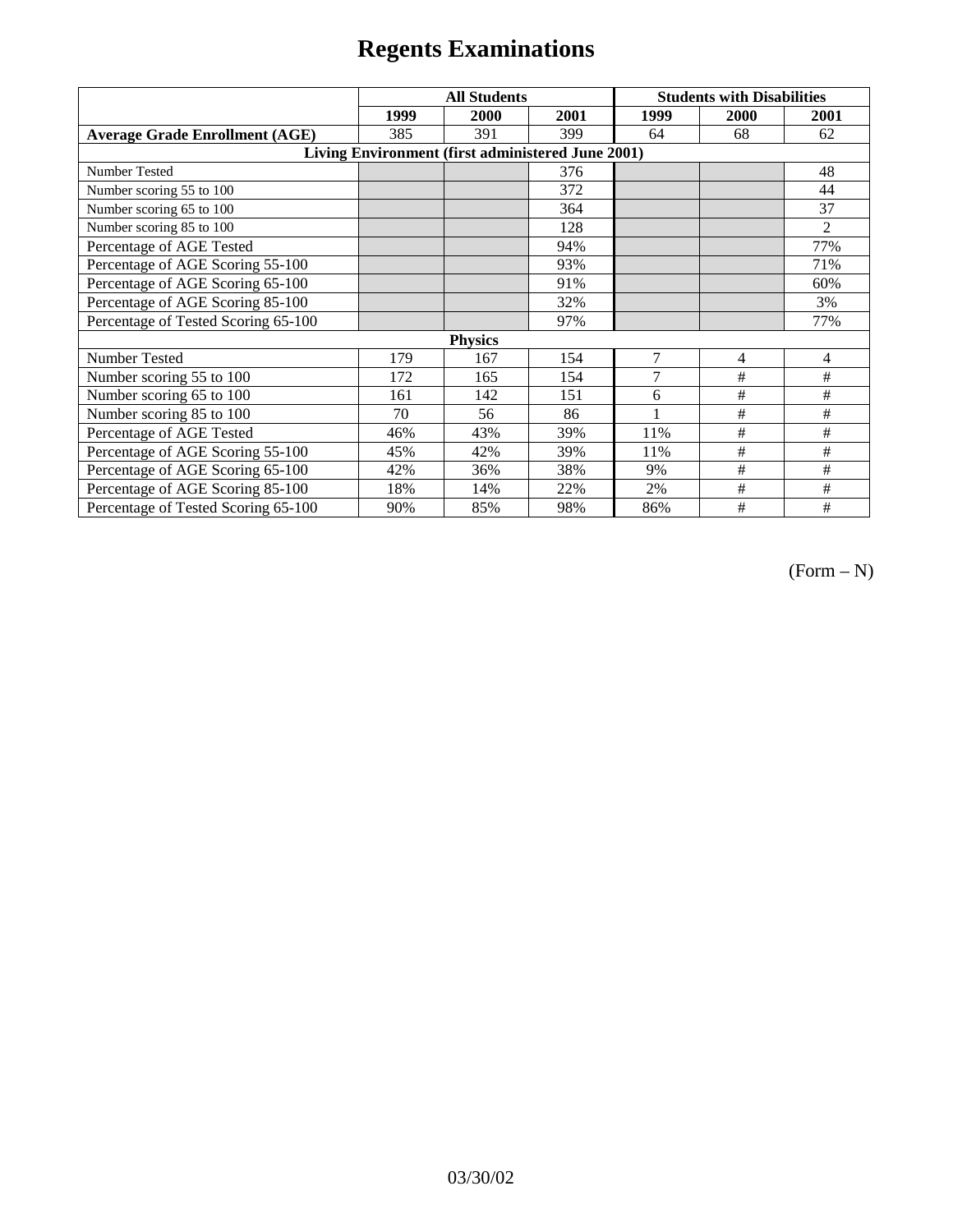# Regents Examinations

| | All Students | | | Students with Disabilities | | |
|---|---|---|---|---|---|---|
| | 1999 | 2000 | 2001 | 1999 | 2000 | 2001 |
| **Average Grade Enrollment (AGE)** | 385 | 391 | 399 | 64 | 68 | 62 |
| **Living Environment (first administered June 2001)** | | | | | | |
| Number Tested | | | 376 | | | 48 |
| Number scoring 55 to 100 | | | 372 | | | 44 |
| Number scoring 65 to 100 | | | 364 | | | 37 |
| Number scoring 85 to 100 | | | 128 | | | 2 |
| Percentage of AGE Tested | | | 94% | | | 77% |
| Percentage of AGE Scoring 55-100 | | | 93% | | | 71% |
| Percentage of AGE Scoring 65-100 | | | 91% | | | 60% |
| Percentage of AGE Scoring 85-100 | | | 32% | | | 3% |
| Percentage of Tested Scoring 65-100 | | | 97% | | | 77% |
| **Physics** | | | | | | |
| Number Tested | 179 | 167 | 154 | 7 | 4 | 4 |
| Number scoring 55 to 100 | 172 | 165 | 154 | 7 | # | # |
| Number scoring 65 to 100 | 161 | 142 | 151 | 6 | # | # |
| Number scoring 85 to 100 | 70 | 56 | 86 | 1 | # | # |
| Percentage of AGE Tested | 46% | 43% | 39% | 11% | # | # |
| Percentage of AGE Scoring 55-100 | 45% | 42% | 39% | 11% | # | # |
| Percentage of AGE Scoring 65-100 | 42% | 36% | 38% | 9% | # | # |
| Percentage of AGE Scoring 85-100 | 18% | 14% | 22% | 2% | # | # |
| Percentage of Tested Scoring 65-100 | 90% | 85% | 98% | 86% | # | # |

(Form – N)

03/30/02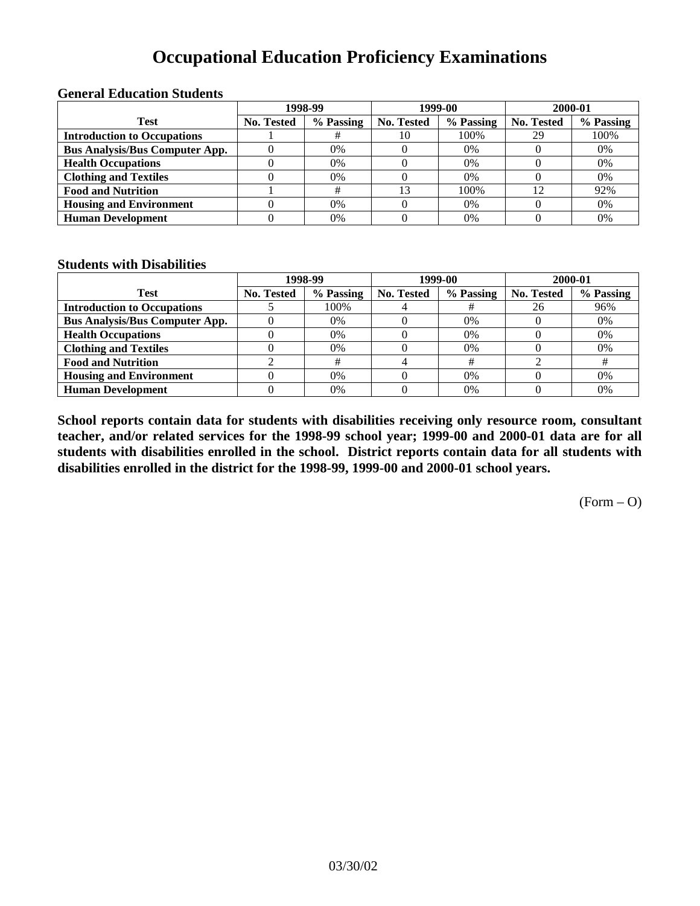# Occupational Education Proficiency Examinations

## General Education Students

| Test | 1998-99 | | 1999-00 | | 2000-01 | |
|---|---|---|---|---|---|---|
| | No. Tested | % Passing | No. Tested | % Passing | No. Tested | % Passing |
| **Introduction to Occupations** | 1 | # | 10 | 100% | 29 | 100% |
| **Bus Analysis/Bus Computer App.** | 0 | 0% | 0 | 0% | 0 | 0% |
| **Health Occupations** | 0 | 0% | 0 | 0% | 0 | 0% |
| **Clothing and Textiles** | 0 | 0% | 0 | 0% | 0 | 0% |
| **Food and Nutrition** | 1 | # | 13 | 100% | 12 | 92% |
| **Housing and Environment** | 0 | 0% | 0 | 0% | 0 | 0% |
| **Human Development** | 0 | 0% | 0 | 0% | 0 | 0% |

## Students with Disabilities

| Test | 1998-99 | | 1999-00 | | 2000-01 | |
|---|---|---|---|---|---|---|
| | No. Tested | % Passing | No. Tested | % Passing | No. Tested | % Passing |
| **Introduction to Occupations** | 5 | 100% | 4 | # | 26 | 96% |
| **Bus Analysis/Bus Computer App.** | 0 | 0% | 0 | 0% | 0 | 0% |
| **Health Occupations** | 0 | 0% | 0 | 0% | 0 | 0% |
| **Clothing and Textiles** | 0 | 0% | 0 | 0% | 0 | 0% |
| **Food and Nutrition** | 2 | # | 4 | # | 2 | # |
| **Housing and Environment** | 0 | 0% | 0 | 0% | 0 | 0% |
| **Human Development** | 0 | 0% | 0 | 0% | 0 | 0% |

**School reports contain data for students with disabilities receiving only resource room, consultant teacher, and/or related services for the 1998-99 school year; 1999-00 and 2000-01 data are for all students with disabilities enrolled in the school. District reports contain data for all students with disabilities enrolled in the district for the 1998-99, 1999-00 and 2000-01 school years.**

(Form – O)

03/30/02